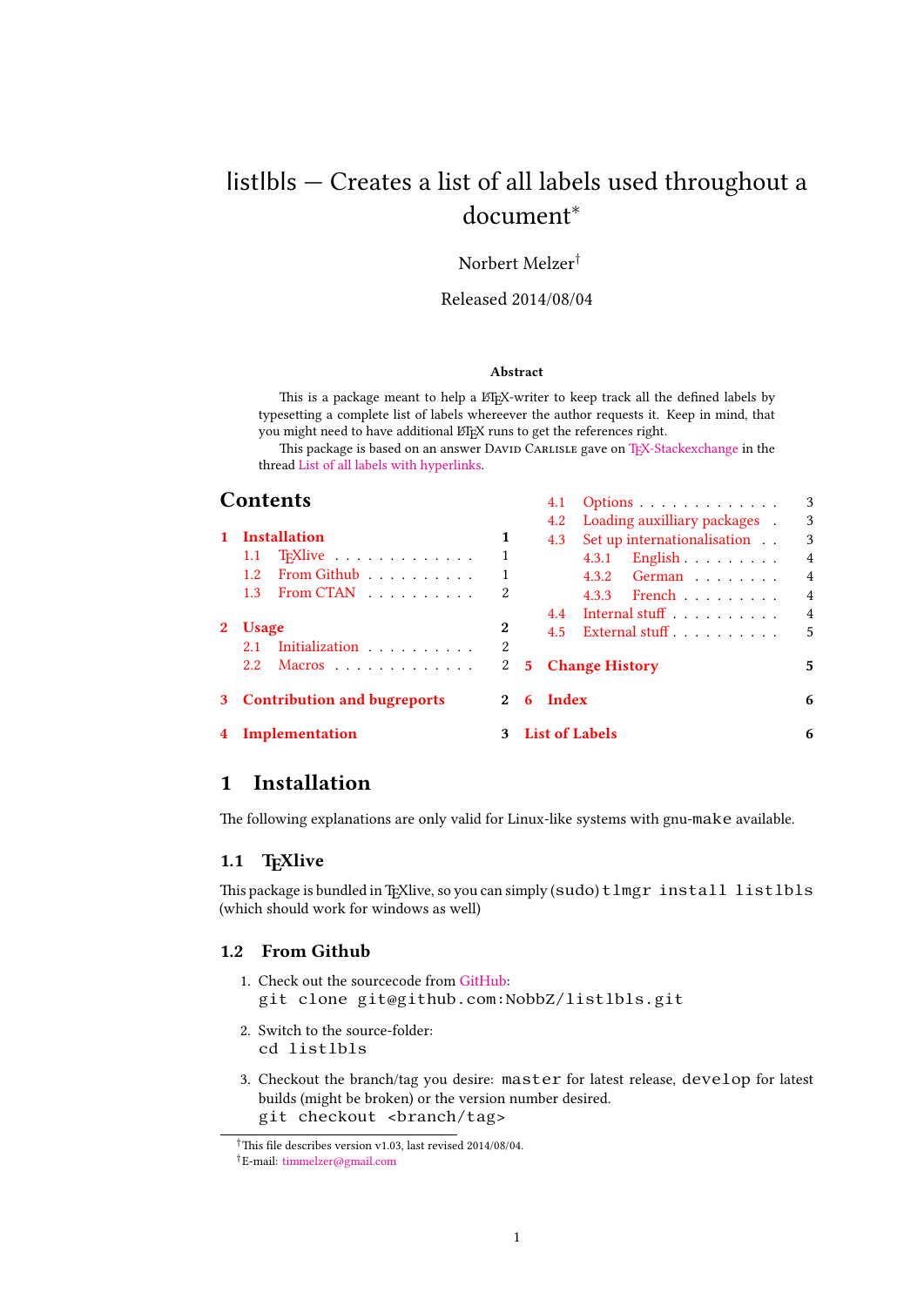# listlbls — Creates a list of all labels used throughout a document*

Norbert Melzer†

Released 2014/08/04

**Abstract**

This is a package meant to help a LaTeX-writer to keep track all the defined labels by typesetting a complete list of labels whereever the author requests it. Keep in mind, that you might need to have additional LaTeX runs to get the references right.

This package is based on an answer David Carlisle gave on TeX-Stackexchange in the thread List of all labels with hyperlinks.

## Contents

- 1 Installation — 1
  - 1.1 TeXlive — 1
  - 1.2 From Github — 1
  - 1.3 From CTAN — 2
- 2 Usage — 2
  - 2.1 Initialization — 2
  - 2.2 Macros — 2
- 3 Contribution and bugreports — 2
- 4 Implementation — 3
  - 4.1 Options — 3
  - 4.2 Loading auxilliary packages — 3
  - 4.3 Set up internationalisation — 3
    - 4.3.1 English — 4
    - 4.3.2 German — 4
    - 4.3.3 French — 4
  - 4.4 Internal stuff — 4
  - 4.5 External stuff — 5
- 5 Change History — 5
- 6 Index — 6
- List of Labels — 6

## 1 Installation

The following explanations are only valid for Linux-like systems with gnu-`make` available.

### 1.1 TeXlive

This package is bundled in TeXlive, so you can simply `(sudo) tlmgr install listlbls` (which should work for windows as well)

### 1.2 From Github

1. Check out the sourcecode from GitHub:
   `git clone git@github.com:NobbZ/listlbls.git`
2. Switch to the source-folder:
   `cd listlbls`
3. Checkout the branch/tag you desire: `master` for latest release, `develop` for latest builds (might be broken) or the version number desired.
   `git checkout <branch/tag>`

---

*This file describes version v1.03, last revised 2014/08/04.

†E-mail: timmelzer@gmail.com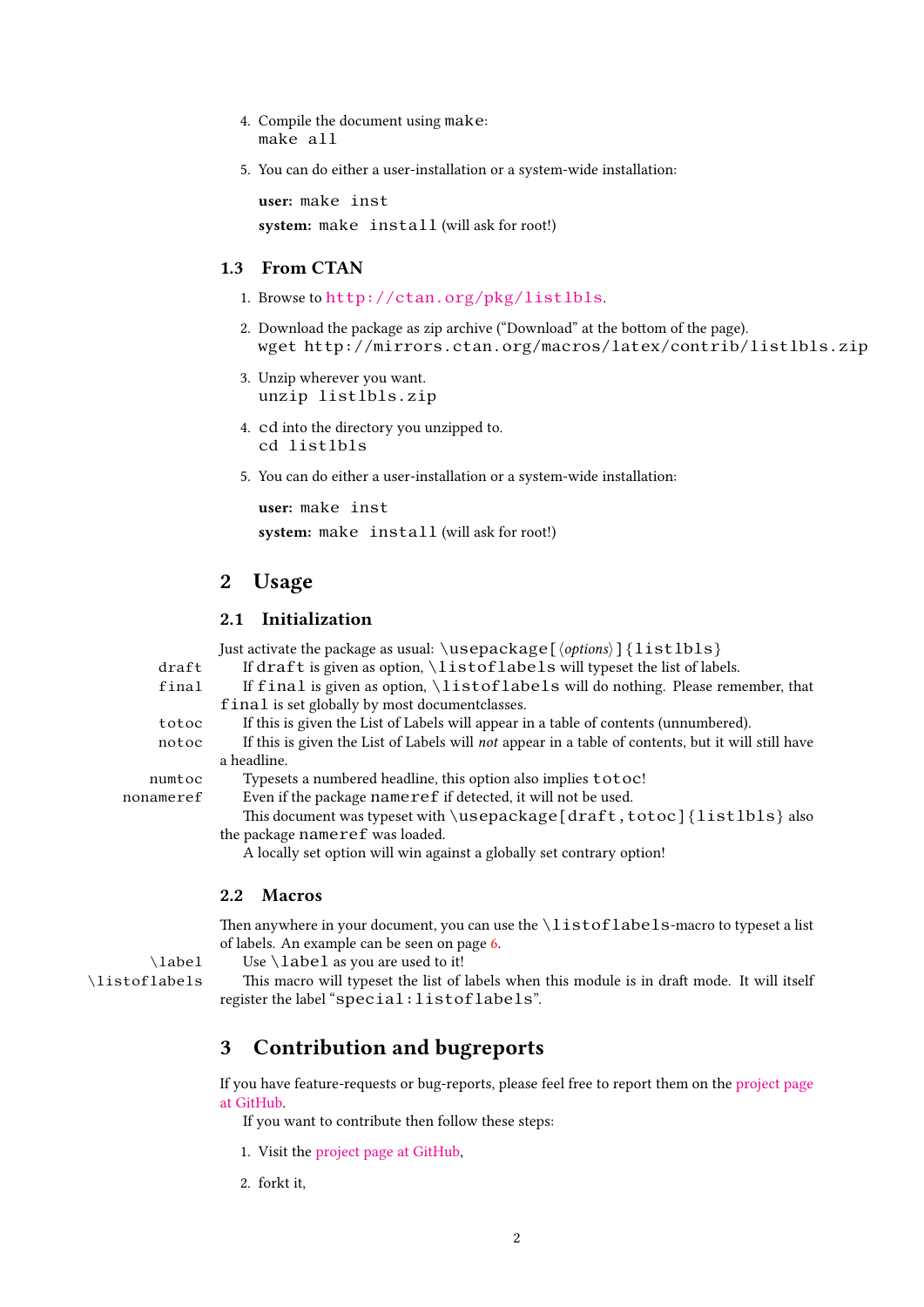4. Compile the document using `make`:
   `make all`

5. You can do either a user-installation or a system-wide installation:

   **user:** `make inst`

   **system:** `make install` (will ask for root!)

### 1.3 From CTAN

1. Browse to `http://ctan.org/pkg/listlbls`.

2. Download the package as zip archive ("Download" at the bottom of the page).
   `wget http://mirrors.ctan.org/macros/latex/contrib/listlbls.zip`

3. Unzip wherever you want.
   `unzip listlbls.zip`

4. `cd` into the directory you unzipped to.
   `cd listlbls`

5. You can do either a user-installation or a system-wide installation:

   **user:** `make inst`

   **system:** `make install` (will ask for root!)

## 2 Usage

### 2.1 Initialization

Just activate the package as usual: `\usepackage[`⟨*options*⟩`]{listlbls}`

`draft` If `draft` is given as option, `\listoflabels` will typeset the list of labels.

`final` If `final` is given as option, `\listoflabels` will do nothing. Please remember, that `final` is set globally by most documentclasses.

`totoc` If this is given the List of Labels will appear in a table of contents (unnumbered).

`notoc` If this is given the List of Labels will *not* appear in a table of contents, but it will still have a headline.

`numtoc` Typesets a numbered headline, this option also implies `totoc`!

`nonameref` Even if the package `nameref` if detected, it will not be used.

This document was typeset with `\usepackage[draft,totoc]{listlbls}` also the package `nameref` was loaded.

A locally set option will win against a globally set contrary option!

### 2.2 Macros

Then anywhere in your document, you can use the `\listoflabels`-macro to typeset a list of labels. An example can be seen on page 6.

`\label` Use `\label` as you are used to it!

`\listoflabels` This macro will typeset the list of labels when this module is in draft mode. It will itself register the label "`special:listoflabels`".

## 3 Contribution and bugreports

If you have feature-requests or bug-reports, please feel free to report them on the project page at GitHub.

If you want to contribute then follow these steps:

1. Visit the project page at GitHub,

2. forkt it,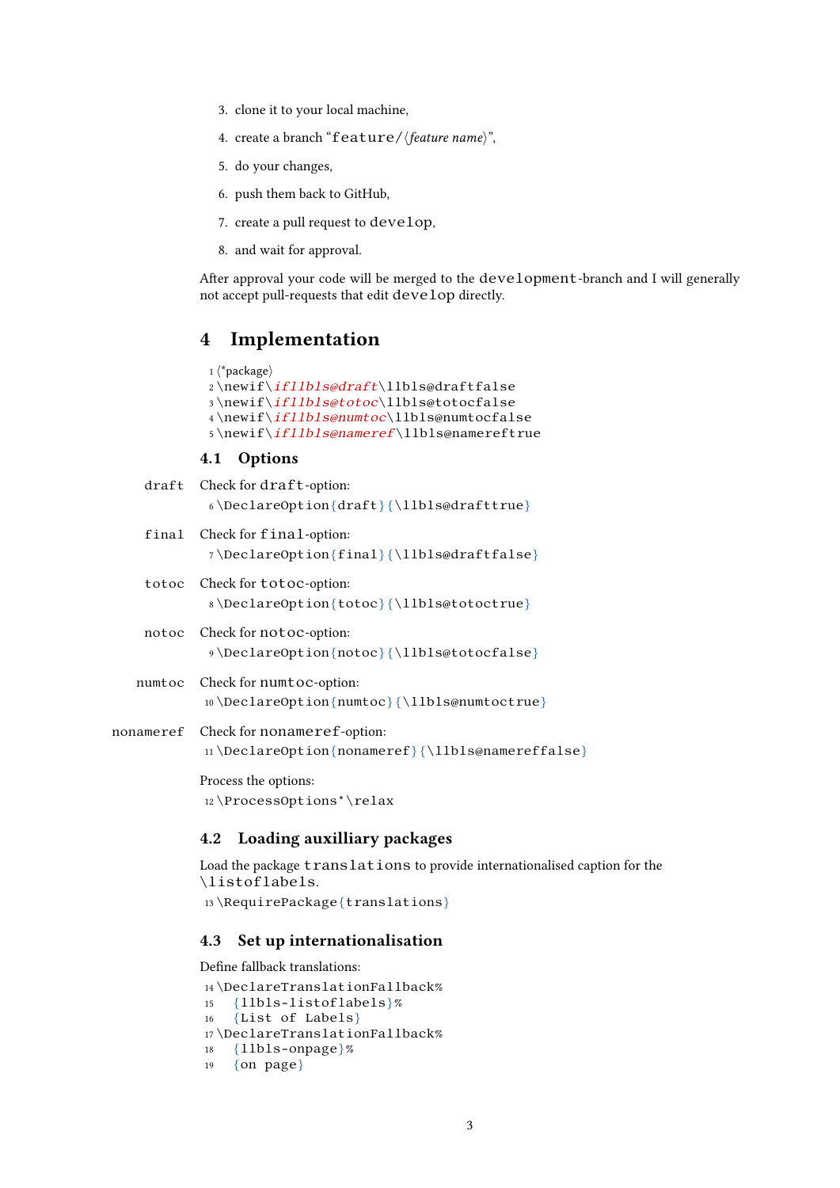3. clone it to your local machine,
4. create a branch "`feature/`⟨*feature name*⟩",
5. do your changes,
6. push them back to GitHub,
7. create a pull request to `develop`,
8. and wait for approval.

After approval your code will be merged to the `development`-branch and I will generally not accept pull-requests that edit `develop` directly.

# 4 Implementation

```
1 ⟨*package⟩
2 \newif\ifllbls@draft\llbls@draftfalse
3 \newif\ifllbls@totoc\llbls@totocfalse
4 \newif\ifllbls@numtoc\llbls@numtocfalse
5 \newif\ifllbls@nameref\llbls@namereftrue
```

## 4.1 Options

`draft` Check for `draft`-option:

```
6 \DeclareOption{draft}{\llbls@drafttrue}
```

`final` Check for `final`-option:

```
7 \DeclareOption{final}{\llbls@draftfalse}
```

`totoc` Check for `totoc`-option:

```
8 \DeclareOption{totoc}{\llbls@totoctrue}
```

`notoc` Check for `notoc`-option:

```
9 \DeclareOption{notoc}{\llbls@totocfalse}
```

`numtoc` Check for `numtoc`-option:

```
10 \DeclareOption{numtoc}{\llbls@numtoctrue}
```

`nonameref` Check for `nonameref`-option:

```
11 \DeclareOption{nonameref}{\llbls@namereffalse}
```

Process the options:

```
12 \ProcessOptions*\relax
```

## 4.2 Loading auxilliary packages

Load the package `translations` to provide internationalised caption for the `\listoflabels`.

```
13 \RequirePackage{translations}
```

## 4.3 Set up internationalisation

Define fallback translations:

```
14 \DeclareTranslationFallback%
15   {llbls-listoflabels}%
16   {List of Labels}
17 \DeclareTranslationFallback%
18   {llbls-onpage}%
19   {on page}
```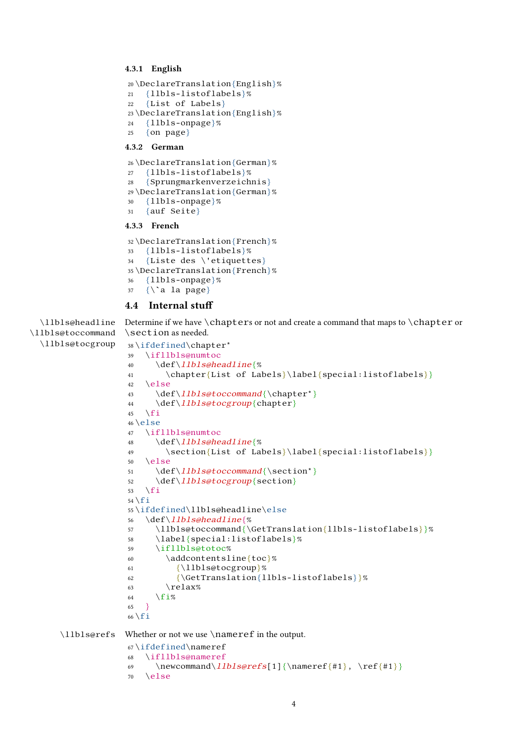#### 4.3.1 English

```
20 \DeclareTranslation{English}%
21   {llbls-listoflabels}%
22   {List of Labels}
23 \DeclareTranslation{English}%
24   {llbls-onpage}%
25   {on page}
```

#### 4.3.2 German

```
26 \DeclareTranslation{German}%
27   {llbls-listoflabels}%
28   {Sprungmarkenverzeichnis}
29 \DeclareTranslation{German}%
30   {llbls-onpage}%
31   {auf Seite}
```

#### 4.3.3 French

```
32 \DeclareTranslation{French}%
33   {llbls-listoflabels}%
34   {Liste des \'etiquettes}
35 \DeclareTranslation{French}%
36   {llbls-onpage}%
37   {\`a la page}
```

### 4.4 Internal stuff

\llbls@headline
\llbls@toccommand
\llbls@tocgroup

Determine if we have \chapters or not and create a command that maps to \chapter or \section as needed.

```
38 \ifdefined\chapter*
39   \ifllbls@numtoc
40     \def\llbls@headline{%
41       \chapter{List of Labels}\label{special:listoflabels}}
42   \else
43     \def\llbls@toccommand{\chapter*}
44     \def\llbls@tocgroup{chapter}
45   \fi
46 \else
47   \ifllbls@numtoc
48     \def\llbls@headline{%
49       \section{List of Labels}\label{special:listoflabels}}
50   \else
51     \def\llbls@toccommand{\section*}
52     \def\llbls@tocgroup{section}
53   \fi
54 \fi
55 \ifdefined\llbls@headline\else
56   \def\llbls@headline{%
57     \llbls@toccommand{\GetTranslation{llbls-listoflabels}}%
58     \label{special:listoflabels}%
59     \ifllbls@totoc%
60       \addcontentsline{toc}%
61         {\llbls@tocgroup}%
62         {\GetTranslation{llbls-listoflabels}}%
63       \relax%
64     \fi%
65   }
66 \fi
```

\llbls@refs

Whether or not we use \nameref in the output.

```
67 \ifdefined\nameref
68   \ifllbls@nameref
69     \newcommand\llbls@refs[1]{\nameref{#1}, \ref{#1}}
70   \else
```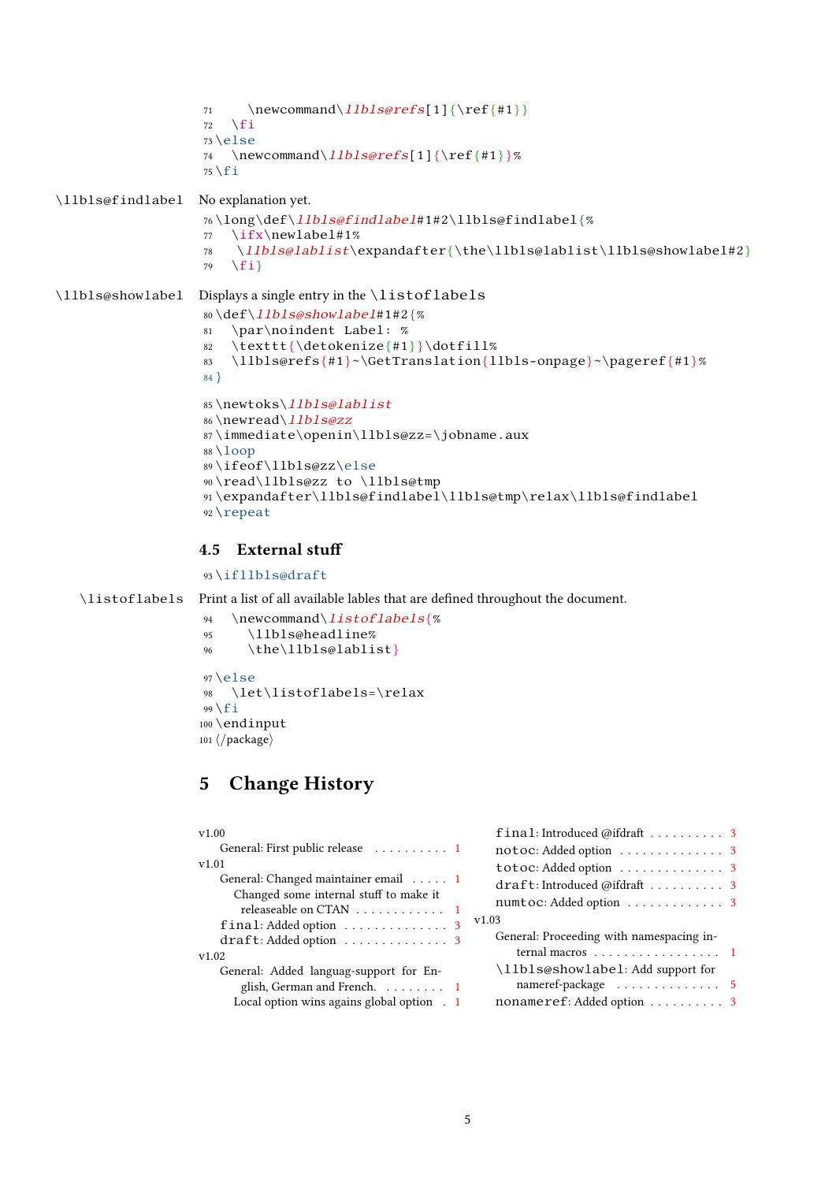```
71     \newcommand\llbls@refs[1]{\ref{#1}}
72   \fi
73 \else
74   \newcommand\llbls@refs[1]{\ref{#1}}%
75 \fi
```

\llbls@findlabel No explanation yet.

```
76 \long\def\llbls@findlabel#1#2\llbls@findlabel{%
77   \ifx\newlabel#1%
78    \llbls@lablist\expandafter{\the\llbls@lablist\llbls@showlabel#2}
79   \fi}
```

\llbls@showlabel Displays a single entry in the \listoflabels

```
80 \def\llbls@showlabel#1#2{%
81   \par\noindent Label: %
82   \texttt{\detokenize{#1}}\dotfill%
83   \llbls@refs{#1}~\GetTranslation{llbls-onpage}~\pageref{#1}%
84 }
```

```
85 \newtoks\llbls@lablist
86 \newread\llbls@zz
87 \immediate\openin\llbls@zz=\jobname.aux
88 \loop
89 \ifeof\llbls@zz\else
90 \read\llbls@zz to \llbls@tmp
91 \expandafter\llbls@findlabel\llbls@tmp\relax\llbls@findlabel
92 \repeat
```

### 4.5 External stuff

```
93 \ifllbls@draft
```

\listoflabels Print a list of all available lables that are defined throughout the document.

```
94   \newcommand\listoflabels{%
95     \llbls@headline%
96     \the\llbls@lablist}
```

```
97 \else
98   \let\listoflabels=\relax
99 \fi
100 \endinput
101 </package>
```

## 5 Change History

v1.00
- General: First public release . . . 1

v1.01
- General: Changed maintainer email . . . 1
  - Changed some internal stuff to make it releaseable on CTAN . . . 1
- final: Added option . . . 3
- draft: Added option . . . 3

v1.02
- General: Added languag-support for English, German and French. . . . 1
  - Local option wins agains global option . . . 1
- final: Introduced @ifdraft . . . 3
- notoc: Added option . . . 3
- totoc: Added option . . . 3
- draft: Introduced @ifdraft . . . 3
- numtoc: Added option . . . 3

v1.03
- General: Proceeding with namespacing internal macros . . . 1
- \llbls@showlabel: Add support for nameref-package . . . 5
- nonameref: Added option . . . 3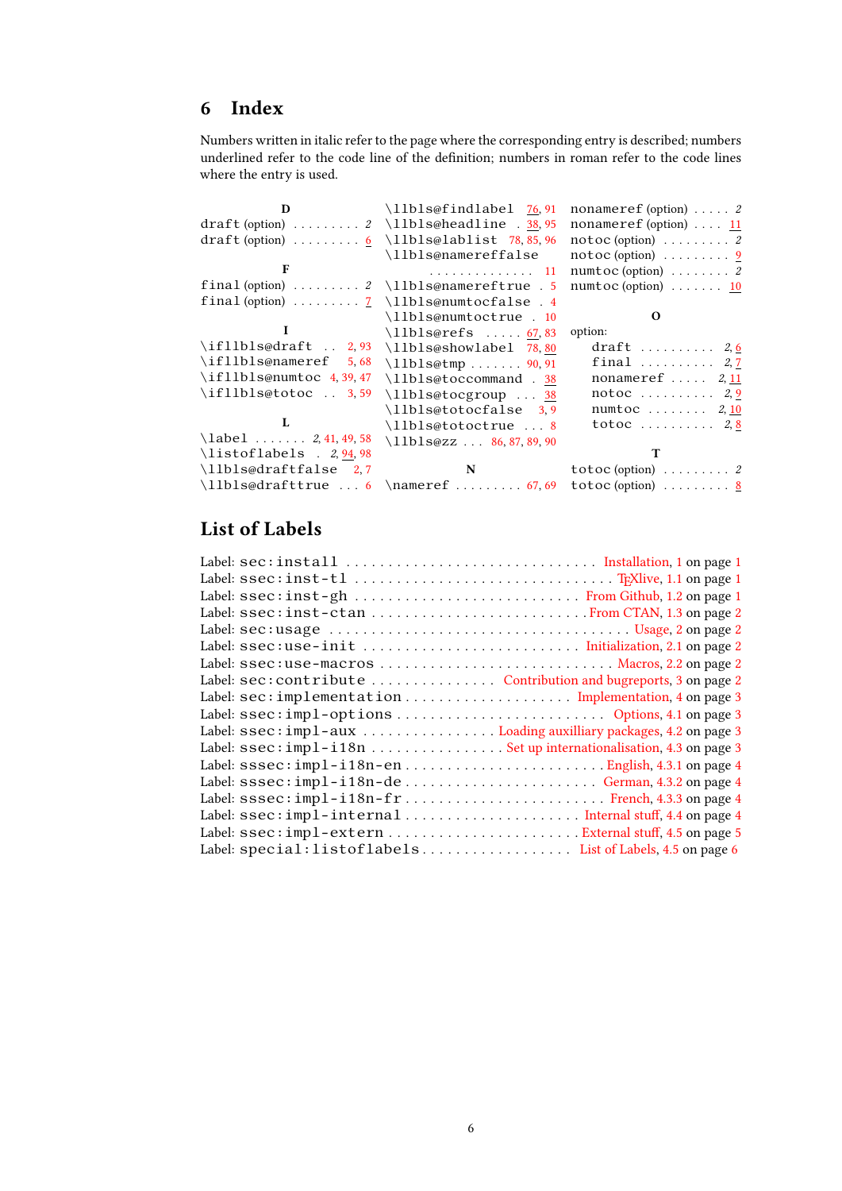# 6 Index

Numbers written in italic refer to the page where the corresponding entry is described; numbers underlined refer to the code line of the definition; numbers in roman refer to the code lines where the entry is used.

**D**

draft (option) . . . . . . . . . *2*
draft (option) . . . . . . . . . 6

**F**

final (option) . . . . . . . . . *2*
final (option) . . . . . . . . . 7

**I**

\ifllbls@draft . . 2, 93
\ifllbls@nameref 5, 68
\ifllbls@numtoc 4, 39, 47
\ifllbls@totoc . . 3, 59

**L**

\label . . . . . . . *2*, 41, 49, 58
\listoflabels . *2*, 94, 98
\llbls@draftfalse 2, 7
\llbls@drafttrue . . . 6
\llbls@findlabel 76, 91
\llbls@headline . 38, 95
\llbls@lablist 78, 85, 96
\llbls@namereffalse . . . . . . . . . . . . . . 11
\llbls@namereftrue . 5
\llbls@numtocfalse . 4
\llbls@numtoctrue . 10
\llbls@refs . . . . . 67, 83
\llbls@showlabel 78, 80
\llbls@tmp . . . . . . . 90, 91
\llbls@toccommand . 38
\llbls@tocgroup . . . 38
\llbls@totocfalse 3, 9
\llbls@totoctrue . . . 8
\llbls@zz . . . 86, 87, 89, 90

**N**

\nameref . . . . . . . . . 67, 69
nonameref (option) . . . . . *2*
nonameref (option) . . . . 11
notoc (option) . . . . . . . . . *2*
notoc (option) . . . . . . . . . 9
numtoc (option) . . . . . . . . *2*
numtoc (option) . . . . . . . 10

**O**

option:
- draft . . . . . . . . . . *2*, 6
- final . . . . . . . . . . *2*, 7
- nonameref . . . . . *2*, 11
- notoc . . . . . . . . . . *2*, 9
- numtoc . . . . . . . . *2*, 10
- totoc . . . . . . . . . . *2*, 8

**T**

totoc (option) . . . . . . . . . *2*
totoc (option) . . . . . . . . . 8

# List of Labels

Label: sec:install . . . . . . . . . . . . . . . . . . . . . . . . . . . . . . Installation, 1 on page 1
Label: ssec:inst-tl . . . . . . . . . . . . . . . . . . . . . . . . . . . . . . TeXlive, 1.1 on page 1
Label: ssec:inst-gh . . . . . . . . . . . . . . . . . . . . . . . . . . . From Github, 1.2 on page 1
Label: ssec:inst-ctan . . . . . . . . . . . . . . . . . . . . . . . . . . From CTAN, 1.3 on page 2
Label: sec:usage . . . . . . . . . . . . . . . . . . . . . . . . . . . . . . . . . . . Usage, 2 on page 2
Label: ssec:use-init . . . . . . . . . . . . . . . . . . . . . . . . . . . Initialization, 2.1 on page 2
Label: ssec:use-macros . . . . . . . . . . . . . . . . . . . . . . . . . . . . . Macros, 2.2 on page 2
Label: sec:contribute . . . . . . . . . . . . . . . . Contribution and bugreports, 3 on page 2
Label: sec:implementation . . . . . . . . . . . . . . . . . . . . Implementation, 4 on page 3
Label: ssec:impl-options . . . . . . . . . . . . . . . . . . . . . . . . . Options, 4.1 on page 3
Label: ssec:impl-aux . . . . . . . . . . . . . . . . Loading auxilliary packages, 4.2 on page 3
Label: ssec:impl-i18n . . . . . . . . . . . . . . . . Set up internationalisation, 4.3 on page 3
Label: sssec:impl-i18n-en . . . . . . . . . . . . . . . . . . . . . . . . . English, 4.3.1 on page 4
Label: sssec:impl-i18n-de . . . . . . . . . . . . . . . . . . . . . . . . German, 4.3.2 on page 4
Label: sssec:impl-i18n-fr . . . . . . . . . . . . . . . . . . . . . . . . . French, 4.3.3 on page 4
Label: ssec:impl-internal . . . . . . . . . . . . . . . . . . . . . Internal stuff, 4.4 on page 4
Label: ssec:impl-extern . . . . . . . . . . . . . . . . . . . . . . . External stuff, 4.5 on page 5
Label: special:listoflabels . . . . . . . . . . . . . . . . . . . List of Labels, 4.5 on page 6